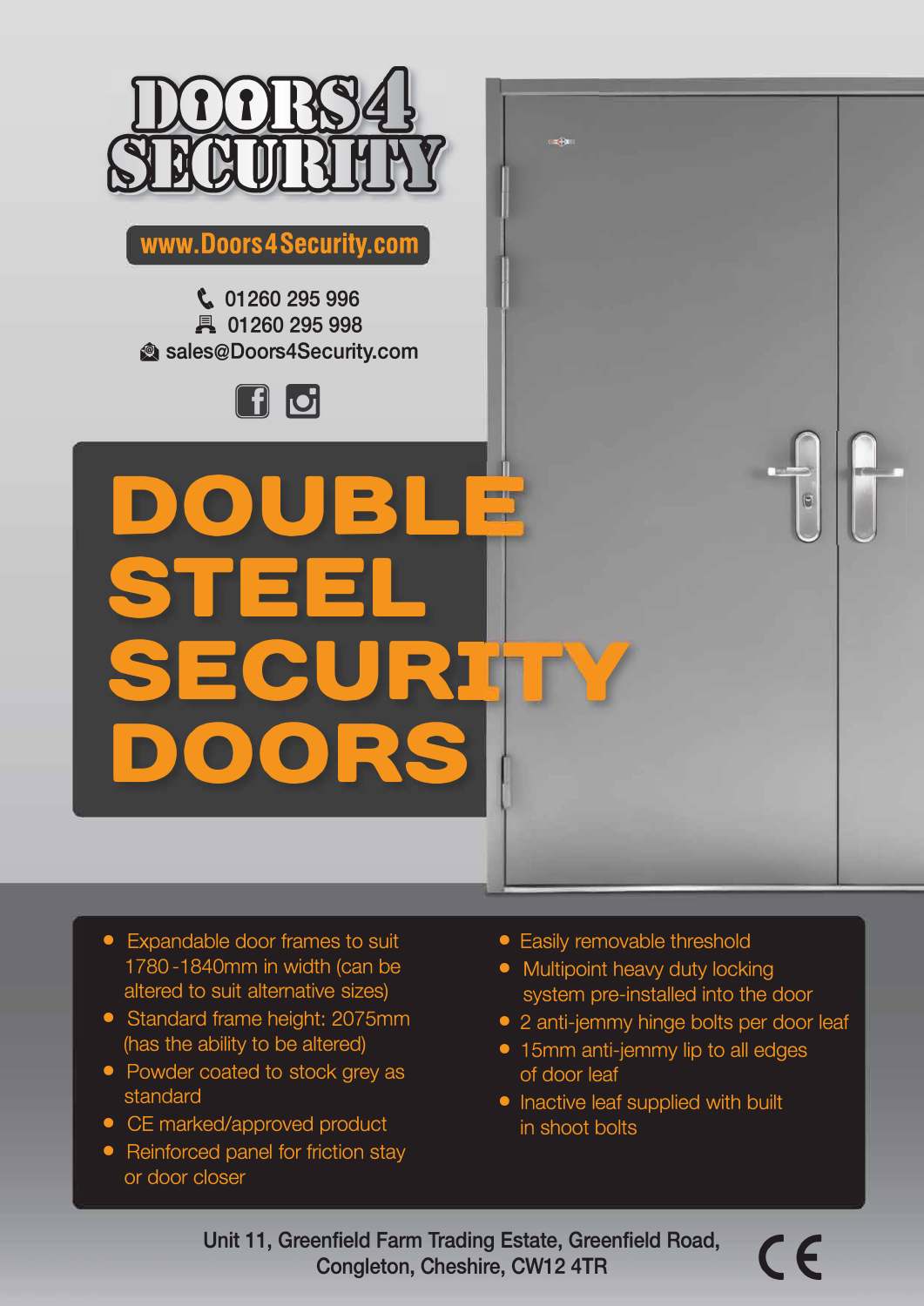# DOORS 4 SECURITY

www.Doors4Security.com

01260 295 996
01260 295 998
sales@Doors4Security.com

# DOUBLE STEEL SECURITY DOORS

- Expandable door frames to suit 1780 - 1840mm in width (can be altered to suit alternative sizes)
- Standard frame height: 2075mm (has the ability to be altered)
- Powder coated to stock grey as standard
- CE marked/approved product
- Reinforced panel for friction stay or door closer
- Easily removable threshold
- Multipoint heavy duty locking system pre-installed into the door
- 2 anti-jemmy hinge bolts per door leaf
- 15mm anti-jemmy lip to all edges of door leaf
- Inactive leaf supplied with built in shoot bolts

Unit 11, Greenfield Farm Trading Estate, Greenfield Road, Congleton, Cheshire, CW12 4TR

CE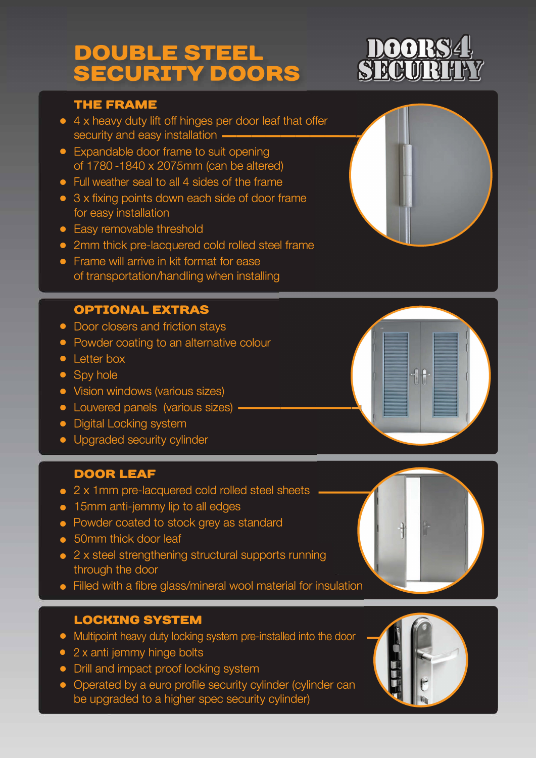# DOUBLE STEEL SECURITY DOORS

DOORS4 SECURITY

## THE FRAME

- 4 x heavy duty lift off hinges per door leaf that offer security and easy installation
- Expandable door frame to suit opening of 1780 -1840 x 2075mm (can be altered)
- Full weather seal to all 4 sides of the frame
- 3 x fixing points down each side of door frame for easy installation
- Easy removable threshold
- 2mm thick pre-lacquered cold rolled steel frame
- Frame will arrive in kit format for ease of transportation/handling when installing

## OPTIONAL EXTRAS

- Door closers and friction stays
- Powder coating to an alternative colour
- Letter box
- Spy hole
- Vision windows (various sizes)
- Louvered panels (various sizes)
- Digital Locking system
- Upgraded security cylinder

## DOOR LEAF

- 2 x 1mm pre-lacquered cold rolled steel sheets
- 15mm anti-jemmy lip to all edges
- Powder coated to stock grey as standard
- 50mm thick door leaf
- 2 x steel strengthening structural supports running through the door
- Filled with a fibre glass/mineral wool material for insulation

## LOCKING SYSTEM

- Multipoint heavy duty locking system pre-installed into the door
- 2 x anti jemmy hinge bolts
- Drill and impact proof locking system
- Operated by a euro profile security cylinder (cylinder can be upgraded to a higher spec security cylinder)